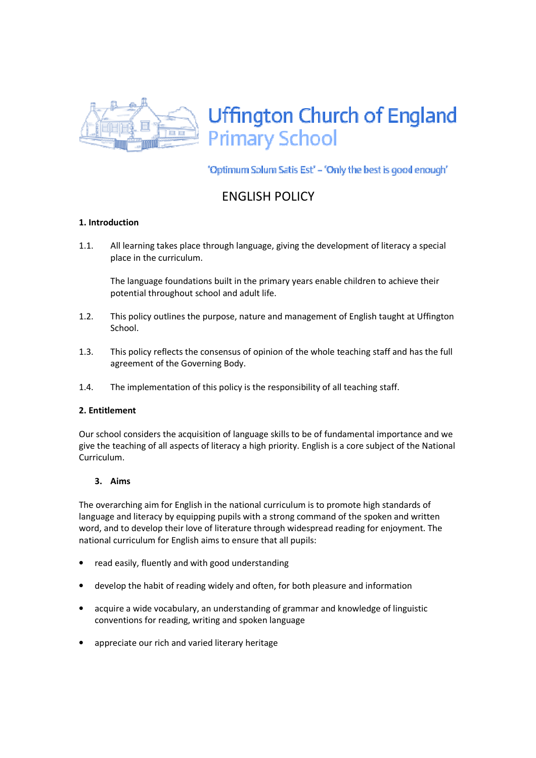# Uffington Church of England Primary School

'Optimum Solum Satis Est' – 'Only the best is good enough'

## ENGLISH POLICY

### 1. Introduction

1.1. All learning takes place through language, giving the development of literacy a special place in the curriculum.

The language foundations built in the primary years enable children to achieve their potential throughout school and adult life.

1.2. This policy outlines the purpose, nature and management of English taught at Uffington School.

1.3. This policy reflects the consensus of opinion of the whole teaching staff and has the full agreement of the Governing Body.

1.4. The implementation of this policy is the responsibility of all teaching staff.

### 2. Entitlement

Our school considers the acquisition of language skills to be of fundamental importance and we give the teaching of all aspects of literacy a high priority. English is a core subject of the National Curriculum.

### 3. Aims

The overarching aim for English in the national curriculum is to promote high standards of language and literacy by equipping pupils with a strong command of the spoken and written word, and to develop their love of literature through widespread reading for enjoyment. The national curriculum for English aims to ensure that all pupils:

- read easily, fluently and with good understanding
- develop the habit of reading widely and often, for both pleasure and information
- acquire a wide vocabulary, an understanding of grammar and knowledge of linguistic conventions for reading, writing and spoken language
- appreciate our rich and varied literary heritage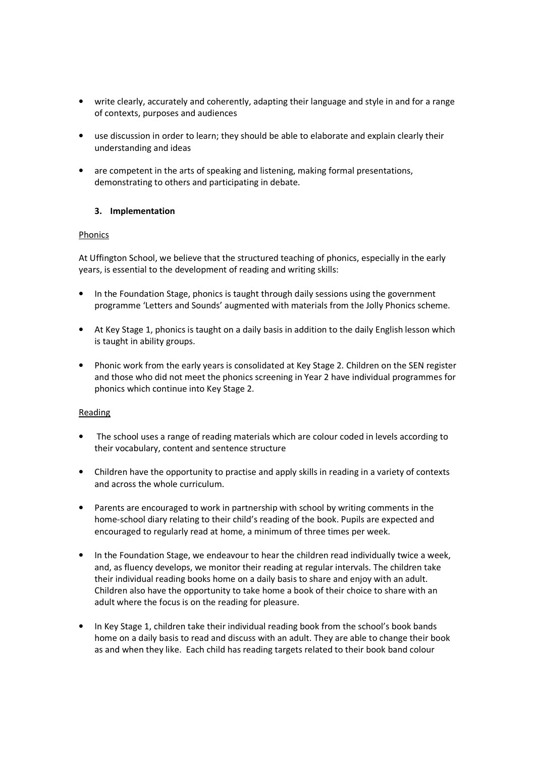- write clearly, accurately and coherently, adapting their language and style in and for a range of contexts, purposes and audiences
- use discussion in order to learn; they should be able to elaborate and explain clearly their understanding and ideas
- are competent in the arts of speaking and listening, making formal presentations, demonstrating to others and participating in debate.

### 3. Implementation

Phonics

At Uffington School, we believe that the structured teaching of phonics, especially in the early years, is essential to the development of reading and writing skills:

- In the Foundation Stage, phonics is taught through daily sessions using the government programme 'Letters and Sounds' augmented with materials from the Jolly Phonics scheme.
- At Key Stage 1, phonics is taught on a daily basis in addition to the daily English lesson which is taught in ability groups.
- Phonic work from the early years is consolidated at Key Stage 2. Children on the SEN register and those who did not meet the phonics screening in Year 2 have individual programmes for phonics which continue into Key Stage 2.

Reading

- The school uses a range of reading materials which are colour coded in levels according to their vocabulary, content and sentence structure
- Children have the opportunity to practise and apply skills in reading in a variety of contexts and across the whole curriculum.
- Parents are encouraged to work in partnership with school by writing comments in the home-school diary relating to their child's reading of the book. Pupils are expected and encouraged to regularly read at home, a minimum of three times per week.
- In the Foundation Stage, we endeavour to hear the children read individually twice a week, and, as fluency develops, we monitor their reading at regular intervals. The children take their individual reading books home on a daily basis to share and enjoy with an adult. Children also have the opportunity to take home a book of their choice to share with an adult where the focus is on the reading for pleasure.
- In Key Stage 1, children take their individual reading book from the school's book bands home on a daily basis to read and discuss with an adult. They are able to change their book as and when they like. Each child has reading targets related to their book band colour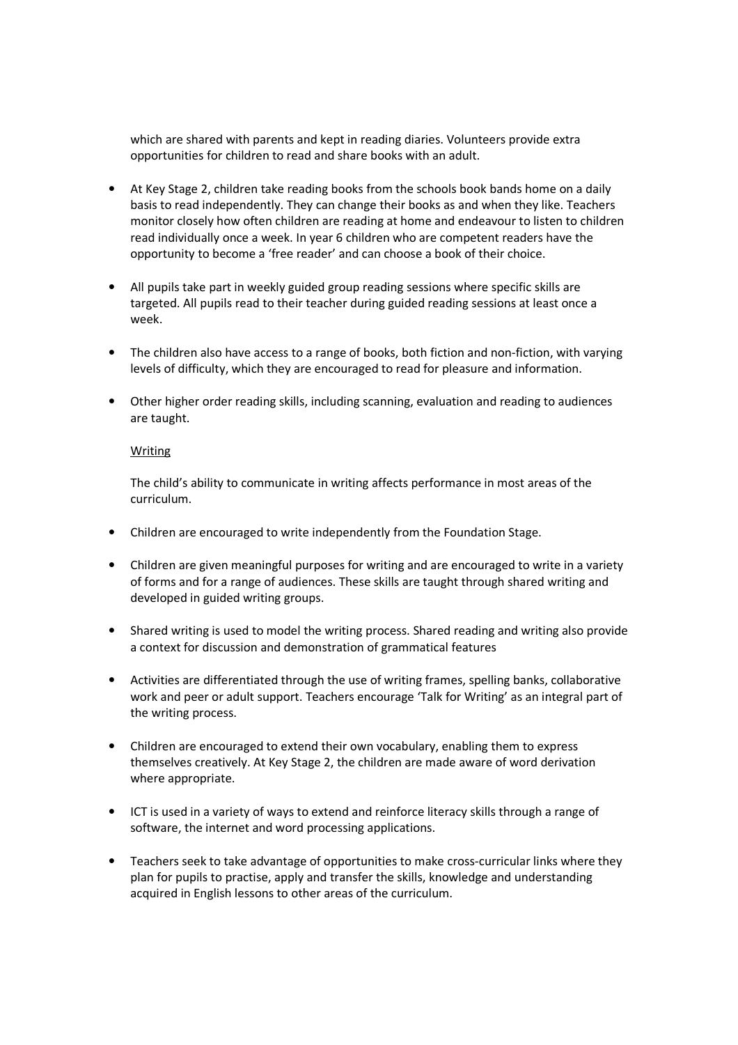which are shared with parents and kept in reading diaries. Volunteers provide extra opportunities for children to read and share books with an adult.

- At Key Stage 2, children take reading books from the schools book bands home on a daily basis to read independently. They can change their books as and when they like. Teachers monitor closely how often children are reading at home and endeavour to listen to children read individually once a week. In year 6 children who are competent readers have the opportunity to become a 'free reader' and can choose a book of their choice.

- All pupils take part in weekly guided group reading sessions where specific skills are targeted. All pupils read to their teacher during guided reading sessions at least once a week.

- The children also have access to a range of books, both fiction and non-fiction, with varying levels of difficulty, which they are encouraged to read for pleasure and information.

- Other higher order reading skills, including scanning, evaluation and reading to audiences are taught.

<u>Writing</u>

The child's ability to communicate in writing affects performance in most areas of the curriculum.

- Children are encouraged to write independently from the Foundation Stage.

- Children are given meaningful purposes for writing and are encouraged to write in a variety of forms and for a range of audiences. These skills are taught through shared writing and developed in guided writing groups.

- Shared writing is used to model the writing process. Shared reading and writing also provide a context for discussion and demonstration of grammatical features

- Activities are differentiated through the use of writing frames, spelling banks, collaborative work and peer or adult support. Teachers encourage 'Talk for Writing' as an integral part of the writing process.

- Children are encouraged to extend their own vocabulary, enabling them to express themselves creatively. At Key Stage 2, the children are made aware of word derivation where appropriate.

- ICT is used in a variety of ways to extend and reinforce literacy skills through a range of software, the internet and word processing applications.

- Teachers seek to take advantage of opportunities to make cross-curricular links where they plan for pupils to practise, apply and transfer the skills, knowledge and understanding acquired in English lessons to other areas of the curriculum.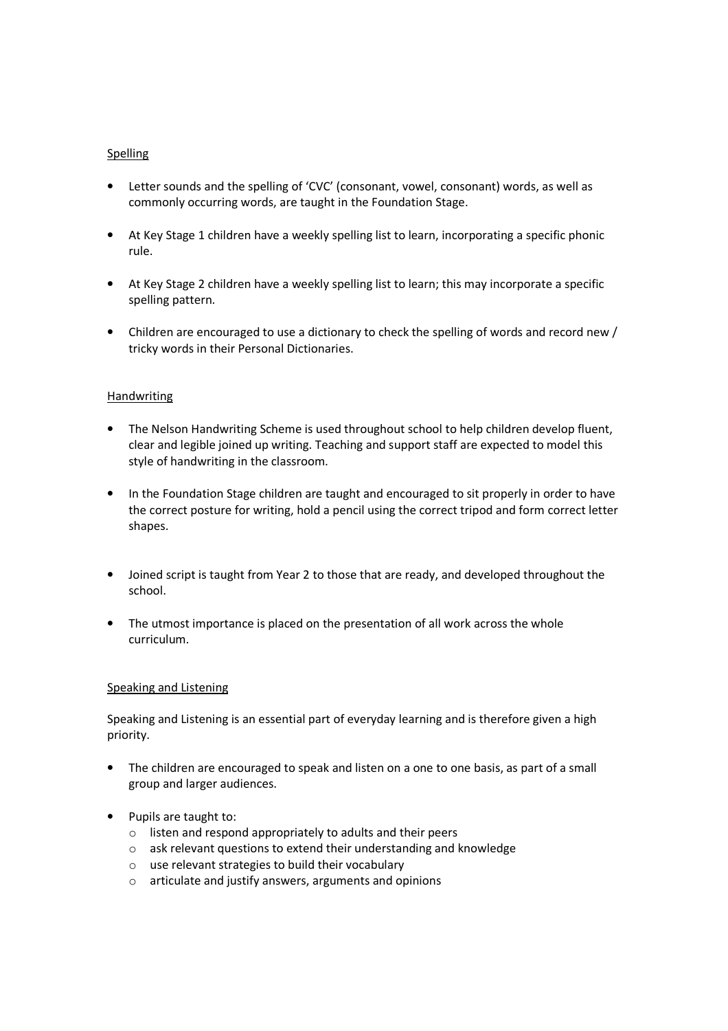<u>Spelling</u>

- Letter sounds and the spelling of 'CVC' (consonant, vowel, consonant) words, as well as commonly occurring words, are taught in the Foundation Stage.
- At Key Stage 1 children have a weekly spelling list to learn, incorporating a specific phonic rule.
- At Key Stage 2 children have a weekly spelling list to learn; this may incorporate a specific spelling pattern.
- Children are encouraged to use a dictionary to check the spelling of words and record new / tricky words in their Personal Dictionaries.

<u>Handwriting</u>

- The Nelson Handwriting Scheme is used throughout school to help children develop fluent, clear and legible joined up writing. Teaching and support staff are expected to model this style of handwriting in the classroom.
- In the Foundation Stage children are taught and encouraged to sit properly in order to have the correct posture for writing, hold a pencil using the correct tripod and form correct letter shapes.
- Joined script is taught from Year 2 to those that are ready, and developed throughout the school.
- The utmost importance is placed on the presentation of all work across the whole curriculum.

<u>Speaking and Listening</u>

Speaking and Listening is an essential part of everyday learning and is therefore given a high priority.

- The children are encouraged to speak and listen on a one to one basis, as part of a small group and larger audiences.
- Pupils are taught to:
    - listen and respond appropriately to adults and their peers
    - ask relevant questions to extend their understanding and knowledge
    - use relevant strategies to build their vocabulary
    - articulate and justify answers, arguments and opinions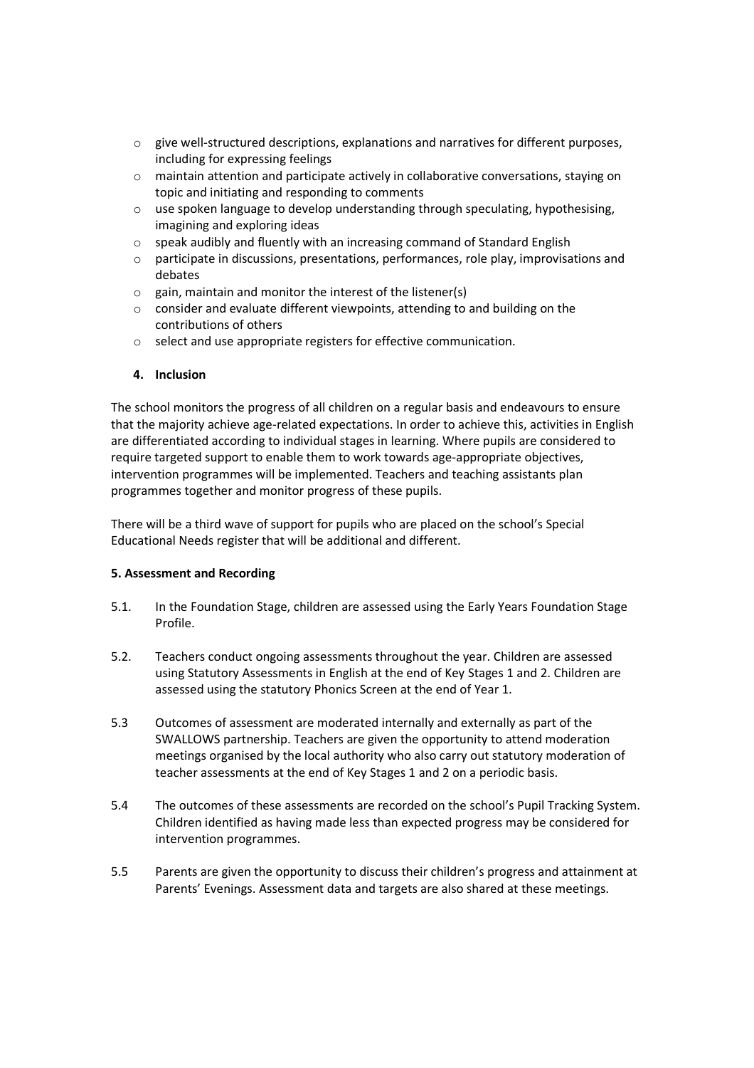- give well-structured descriptions, explanations and narratives for different purposes, including for expressing feelings
- maintain attention and participate actively in collaborative conversations, staying on topic and initiating and responding to comments
- use spoken language to develop understanding through speculating, hypothesising, imagining and exploring ideas
- speak audibly and fluently with an increasing command of Standard English
- participate in discussions, presentations, performances, role play, improvisations and debates
- gain, maintain and monitor the interest of the listener(s)
- consider and evaluate different viewpoints, attending to and building on the contributions of others
- select and use appropriate registers for effective communication.

## 4. Inclusion

The school monitors the progress of all children on a regular basis and endeavours to ensure that the majority achieve age-related expectations. In order to achieve this, activities in English are differentiated according to individual stages in learning. Where pupils are considered to require targeted support to enable them to work towards age-appropriate objectives, intervention programmes will be implemented. Teachers and teaching assistants plan programmes together and monitor progress of these pupils.

There will be a third wave of support for pupils who are placed on the school's Special Educational Needs register that will be additional and different.

## 5. Assessment and Recording

5.1. In the Foundation Stage, children are assessed using the Early Years Foundation Stage Profile.

5.2. Teachers conduct ongoing assessments throughout the year. Children are assessed using Statutory Assessments in English at the end of Key Stages 1 and 2. Children are assessed using the statutory Phonics Screen at the end of Year 1.

5.3 Outcomes of assessment are moderated internally and externally as part of the SWALLOWS partnership. Teachers are given the opportunity to attend moderation meetings organised by the local authority who also carry out statutory moderation of teacher assessments at the end of Key Stages 1 and 2 on a periodic basis.

5.4 The outcomes of these assessments are recorded on the school's Pupil Tracking System. Children identified as having made less than expected progress may be considered for intervention programmes.

5.5 Parents are given the opportunity to discuss their children's progress and attainment at Parents' Evenings. Assessment data and targets are also shared at these meetings.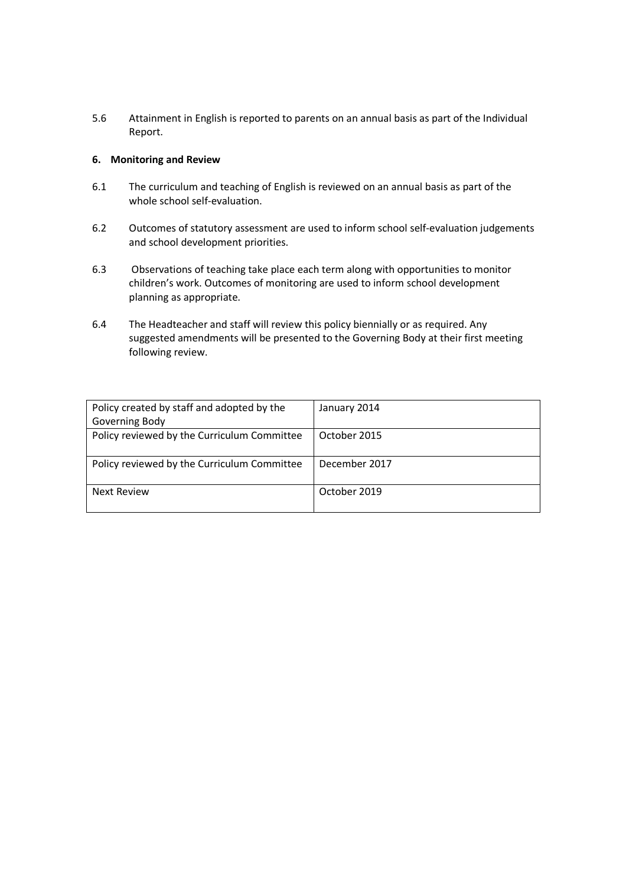5.6 Attainment in English is reported to parents on an annual basis as part of the Individual Report.

## 6. Monitoring and Review

6.1 The curriculum and teaching of English is reviewed on an annual basis as part of the whole school self-evaluation.

6.2 Outcomes of statutory assessment are used to inform school self-evaluation judgements and school development priorities.

6.3 Observations of teaching take place each term along with opportunities to monitor children's work. Outcomes of monitoring are used to inform school development planning as appropriate.

6.4 The Headteacher and staff will review this policy biennially or as required. Any suggested amendments will be presented to the Governing Body at their first meeting following review.

| | |
|---|---|
| Policy created by staff and adopted by the Governing Body | January 2014 |
| Policy reviewed by the Curriculum Committee | October 2015 |
| Policy reviewed by the Curriculum Committee | December 2017 |
| Next Review | October 2019 |